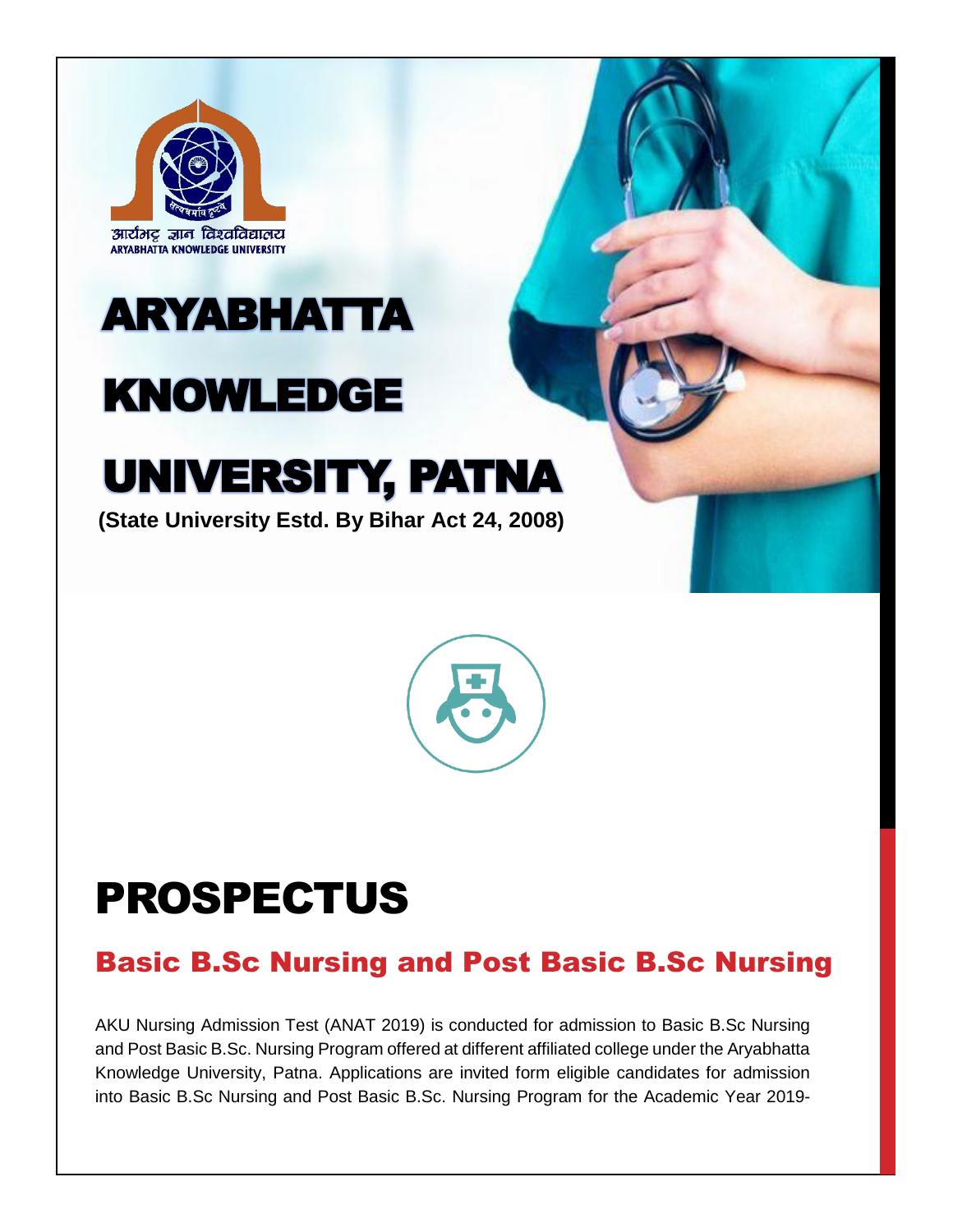आर्यभट्ट ज्ञान विश्वविद्यालय
ARYABHATTA KNOWLEDGE UNIVERSITY

# ARYABHATTA KNOWLEDGE UNIVERSITY, PATNA

**(State University Estd. By Bihar Act 24, 2008)**

# PROSPECTUS

## Basic B.Sc Nursing and Post Basic B.Sc Nursing

AKU Nursing Admission Test (ANAT 2019) is conducted for admission to Basic B.Sc Nursing and Post Basic B.Sc. Nursing Program offered at different affiliated college under the Aryabhatta Knowledge University, Patna. Applications are invited form eligible candidates for admission into Basic B.Sc Nursing and Post Basic B.Sc. Nursing Program for the Academic Year 2019-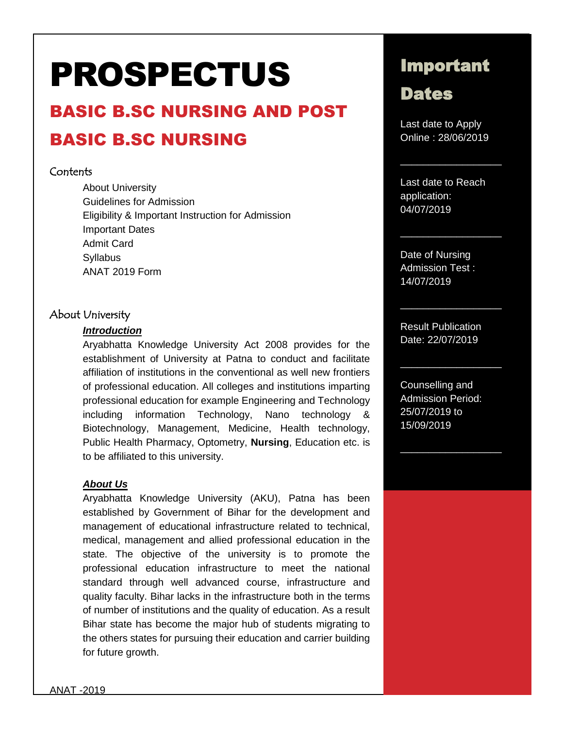# PROSPECTUS

## BASIC B.SC NURSING AND POST BASIC B.SC NURSING

### Contents

- About University
- Guidelines for Admission
- Eligibility & Important Instruction for Admission
- Important Dates
- Admit Card
- Syllabus
- ANAT 2019 Form

### About University

***Introduction***

Aryabhatta Knowledge University Act 2008 provides for the establishment of University at Patna to conduct and facilitate affiliation of institutions in the conventional as well new frontiers of professional education. All colleges and institutions imparting professional education for example Engineering and Technology including information Technology, Nano technology & Biotechnology, Management, Medicine, Health technology, Public Health Pharmacy, Optometry, **Nursing**, Education etc. is to be affiliated to this university.

***About Us***

Aryabhatta Knowledge University (AKU), Patna has been established by Government of Bihar for the development and management of educational infrastructure related to technical, medical, management and allied professional education in the state. The objective of the university is to promote the professional education infrastructure to meet the national standard through well advanced course, infrastructure and quality faculty. Bihar lacks in the infrastructure both in the terms of number of institutions and the quality of education. As a result Bihar state has become the major hub of students migrating to the others states for pursuing their education and carrier building for future growth.

## Important Dates

Last date to Apply Online : 28/06/2019

Last date to Reach application: 04/07/2019

Date of Nursing Admission Test : 14/07/2019

Result Publication Date: 22/07/2019

Counselling and Admission Period: 25/07/2019 to 15/09/2019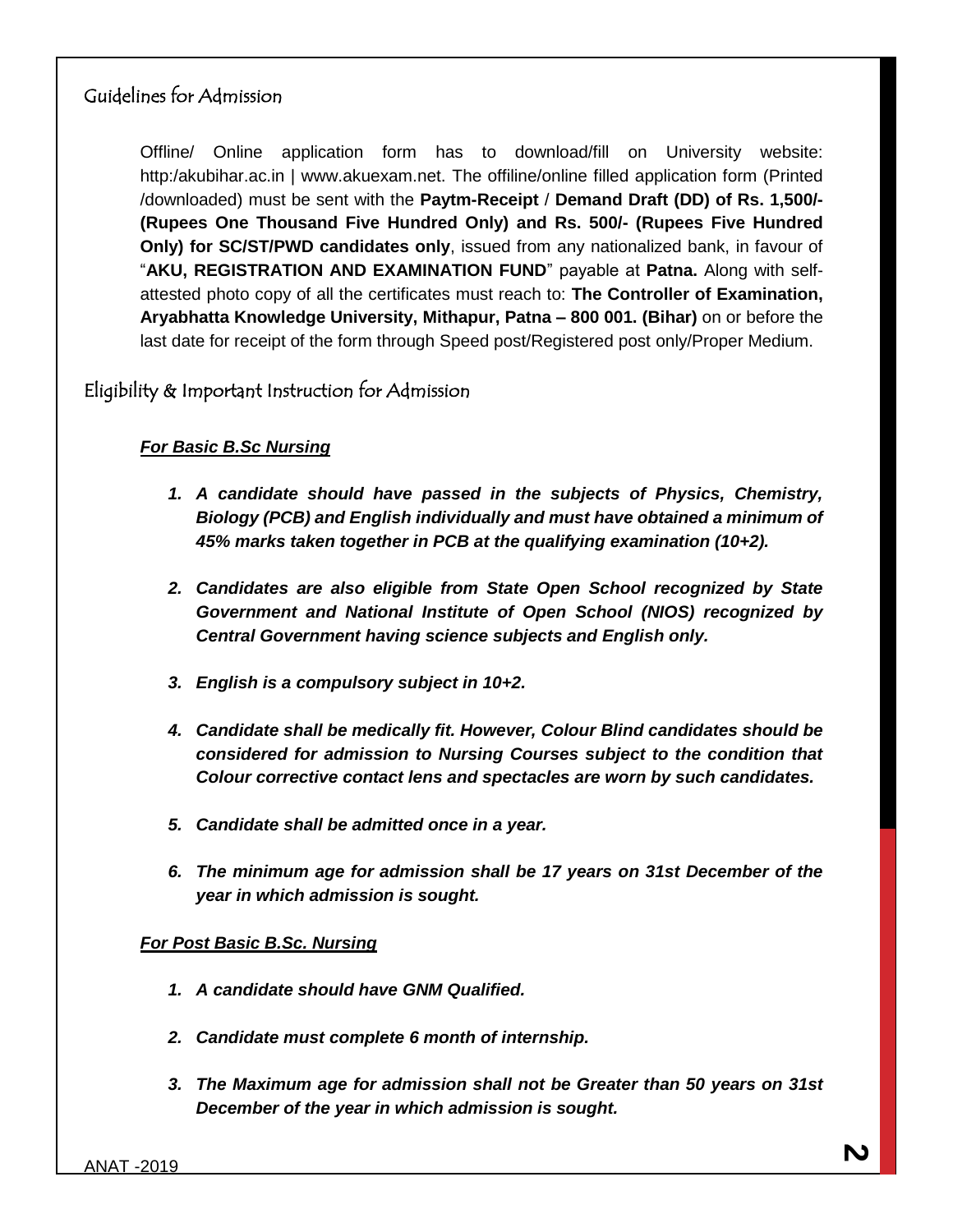## Guidelines for Admission

Offline/ Online application form has to download/fill on University website: http:/akubihar.ac.in | www.akuexam.net. The offiline/online filled application form (Printed /downloaded) must be sent with the **Paytm-Receipt** / **Demand Draft (DD) of Rs. 1,500/- (Rupees One Thousand Five Hundred Only) and Rs. 500/- (Rupees Five Hundred Only) for SC/ST/PWD candidates only**, issued from any nationalized bank, in favour of "**AKU, REGISTRATION AND EXAMINATION FUND**" payable at **Patna.** Along with self-attested photo copy of all the certificates must reach to: **The Controller of Examination, Aryabhatta Knowledge University, Mithapur, Patna – 800 001. (Bihar)** on or before the last date for receipt of the form through Speed post/Registered post only/Proper Medium.

## Eligibility & Important Instruction for Admission

***For Basic B.Sc Nursing***

1. ***A candidate should have passed in the subjects of Physics, Chemistry, Biology (PCB) and English individually and must have obtained a minimum of 45% marks taken together in PCB at the qualifying examination (10+2).***
2. ***Candidates are also eligible from State Open School recognized by State Government and National Institute of Open School (NIOS) recognized by Central Government having science subjects and English only.***
3. ***English is a compulsory subject in 10+2.***
4. ***Candidate shall be medically fit. However, Colour Blind candidates should be considered for admission to Nursing Courses subject to the condition that Colour corrective contact lens and spectacles are worn by such candidates.***
5. ***Candidate shall be admitted once in a year.***
6. ***The minimum age for admission shall be 17 years on 31st December of the year in which admission is sought.***

***For Post Basic B.Sc. Nursing***

1. ***A candidate should have GNM Qualified.***
2. ***Candidate must complete 6 month of internship.***
3. ***The Maximum age for admission shall not be Greater than 50 years on 31st December of the year in which admission is sought.***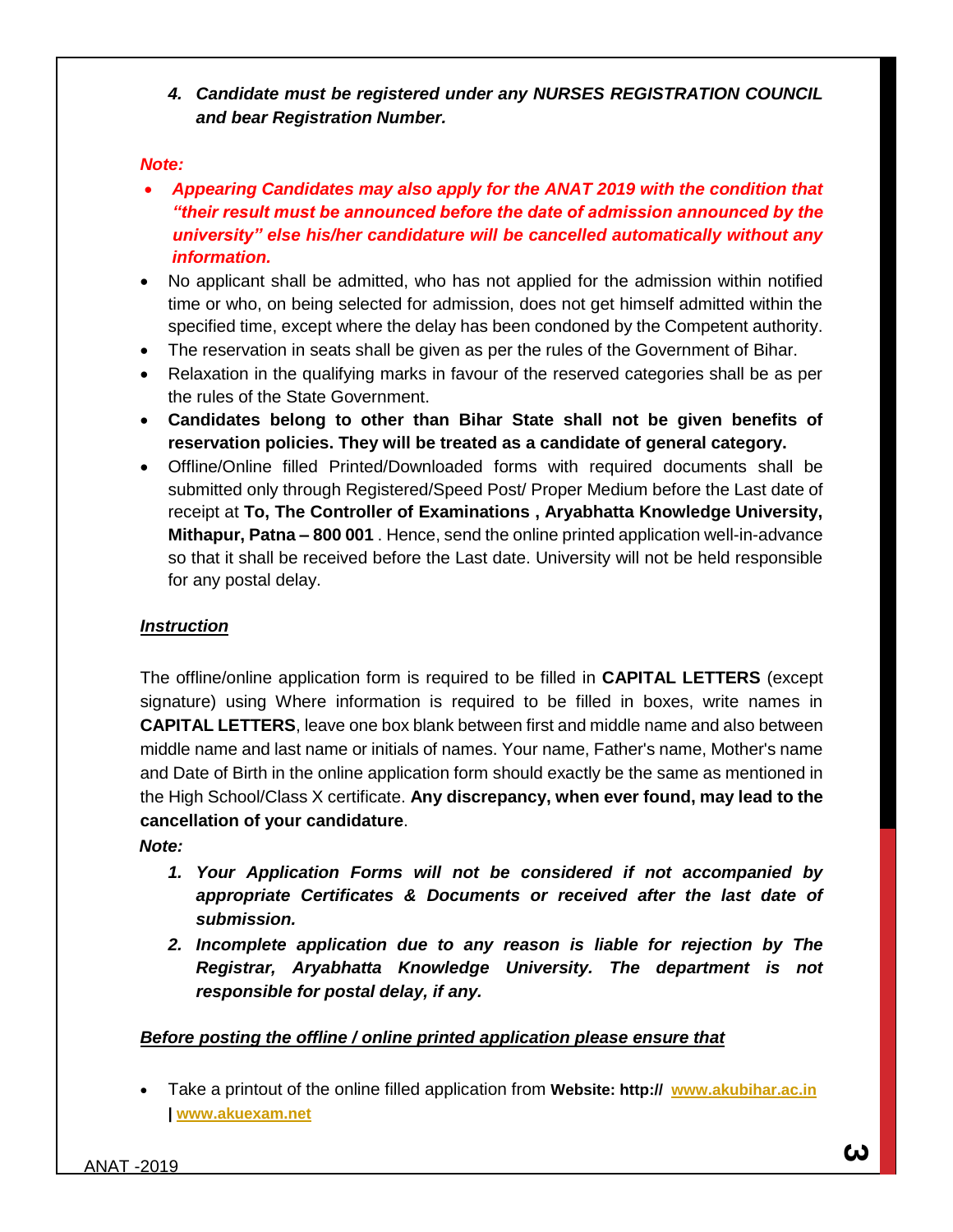4. ***Candidate must be registered under any NURSES REGISTRATION COUNCIL and bear Registration Number.***

***Note:***

- ***Appearing Candidates may also apply for the ANAT 2019 with the condition that "their result must be announced before the date of admission announced by the university" else his/her candidature will be cancelled automatically without any information.***
- No applicant shall be admitted, who has not applied for the admission within notified time or who, on being selected for admission, does not get himself admitted within the specified time, except where the delay has been condoned by the Competent authority.
- The reservation in seats shall be given as per the rules of the Government of Bihar.
- Relaxation in the qualifying marks in favour of the reserved categories shall be as per the rules of the State Government.
- **Candidates belong to other than Bihar State shall not be given benefits of reservation policies. They will be treated as a candidate of general category.**
- Offline/Online filled Printed/Downloaded forms with required documents shall be submitted only through Registered/Speed Post/ Proper Medium before the Last date of receipt at **To, The Controller of Examinations , Aryabhatta Knowledge University, Mithapur, Patna – 800 001** . Hence, send the online printed application well-in-advance so that it shall be received before the Last date. University will not be held responsible for any postal delay.

***Instruction***

The offline/online application form is required to be filled in **CAPITAL LETTERS** (except signature) using Where information is required to be filled in boxes, write names in **CAPITAL LETTERS**, leave one box blank between first and middle name and also between middle name and last name or initials of names. Your name, Father's name, Mother's name and Date of Birth in the online application form should exactly be the same as mentioned in the High School/Class X certificate. **Any discrepancy, when ever found, may lead to the cancellation of your candidature**.

***Note:***

1. ***Your Application Forms will not be considered if not accompanied by appropriate Certificates & Documents or received after the last date of submission.***
2. ***Incomplete application due to any reason is liable for rejection by The Registrar, Aryabhatta Knowledge University. The department is not responsible for postal delay, if any.***

***Before posting the offline / online printed application please ensure that***

- Take a printout of the online filled application from **Website: http:// www.akubihar.ac.in | www.akuexam.net**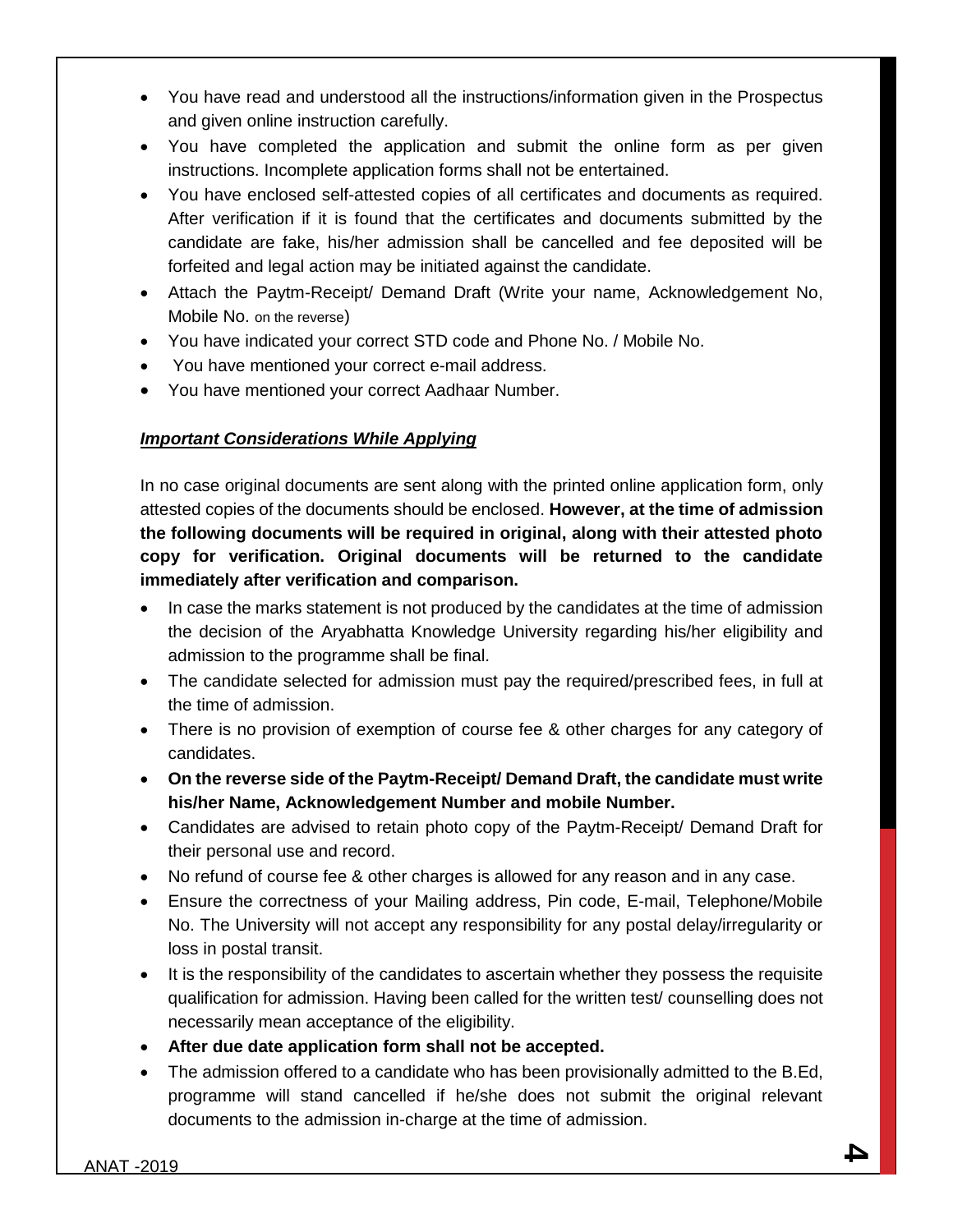- You have read and understood all the instructions/information given in the Prospectus and given online instruction carefully.
- You have completed the application and submit the online form as per given instructions. Incomplete application forms shall not be entertained.
- You have enclosed self-attested copies of all certificates and documents as required. After verification if it is found that the certificates and documents submitted by the candidate are fake, his/her admission shall be cancelled and fee deposited will be forfeited and legal action may be initiated against the candidate.
- Attach the Paytm-Receipt/ Demand Draft (Write your name, Acknowledgement No, Mobile No. on the reverse)
- You have indicated your correct STD code and Phone No. / Mobile No.
- You have mentioned your correct e-mail address.
- You have mentioned your correct Aadhaar Number.

***Important Considerations While Applying***

In no case original documents are sent along with the printed online application form, only attested copies of the documents should be enclosed. **However, at the time of admission the following documents will be required in original, along with their attested photo copy for verification. Original documents will be returned to the candidate immediately after verification and comparison.**

- In case the marks statement is not produced by the candidates at the time of admission the decision of the Aryabhatta Knowledge University regarding his/her eligibility and admission to the programme shall be final.
- The candidate selected for admission must pay the required/prescribed fees, in full at the time of admission.
- There is no provision of exemption of course fee & other charges for any category of candidates.
- **On the reverse side of the Paytm-Receipt/ Demand Draft, the candidate must write his/her Name, Acknowledgement Number and mobile Number.**
- Candidates are advised to retain photo copy of the Paytm-Receipt/ Demand Draft for their personal use and record.
- No refund of course fee & other charges is allowed for any reason and in any case.
- Ensure the correctness of your Mailing address, Pin code, E-mail, Telephone/Mobile No. The University will not accept any responsibility for any postal delay/irregularity or loss in postal transit.
- It is the responsibility of the candidates to ascertain whether they possess the requisite qualification for admission. Having been called for the written test/ counselling does not necessarily mean acceptance of the eligibility.
- **After due date application form shall not be accepted.**
- The admission offered to a candidate who has been provisionally admitted to the B.Ed, programme will stand cancelled if he/she does not submit the original relevant documents to the admission in-charge at the time of admission.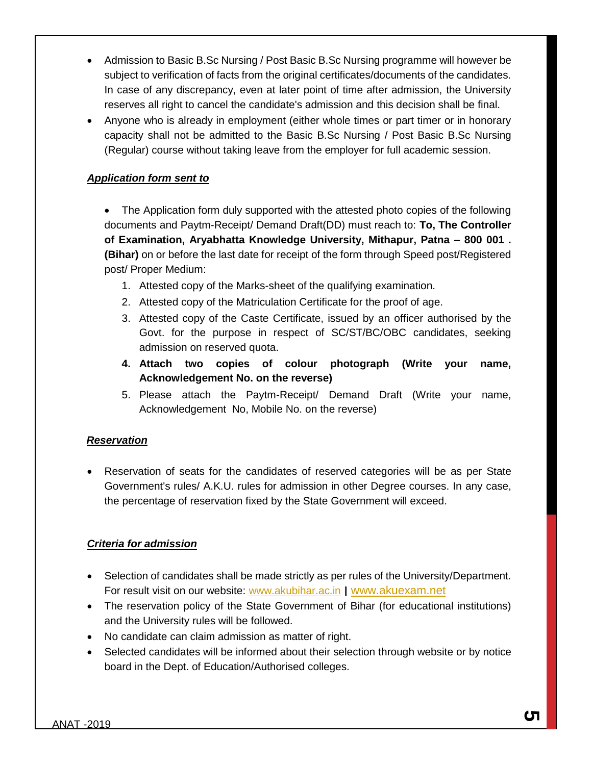- Admission to Basic B.Sc Nursing / Post Basic B.Sc Nursing programme will however be subject to verification of facts from the original certificates/documents of the candidates. In case of any discrepancy, even at later point of time after admission, the University reserves all right to cancel the candidate's admission and this decision shall be final.
- Anyone who is already in employment (either whole times or part timer or in honorary capacity shall not be admitted to the Basic B.Sc Nursing / Post Basic B.Sc Nursing (Regular) course without taking leave from the employer for full academic session.

***Application form sent to***

- The Application form duly supported with the attested photo copies of the following documents and Paytm-Receipt/ Demand Draft(DD) must reach to: **To, The Controller of Examination, Aryabhatta Knowledge University, Mithapur, Patna – 800 001 . (Bihar)** on or before the last date for receipt of the form through Speed post/Registered post/ Proper Medium:

  1. Attested copy of the Marks-sheet of the qualifying examination.
  2. Attested copy of the Matriculation Certificate for the proof of age.
  3. Attested copy of the Caste Certificate, issued by an officer authorised by the Govt. for the purpose in respect of SC/ST/BC/OBC candidates, seeking admission on reserved quota.
  4. **Attach two copies of colour photograph (Write your name, Acknowledgement No. on the reverse)**
  5. Please attach the Paytm-Receipt/ Demand Draft (Write your name, Acknowledgement No, Mobile No. on the reverse)

***Reservation***

- Reservation of seats for the candidates of reserved categories will be as per State Government's rules/ A.K.U. rules for admission in other Degree courses. In any case, the percentage of reservation fixed by the State Government will exceed.

***Criteria for admission***

- Selection of candidates shall be made strictly as per rules of the University/Department. For result visit on our website: www.akubihar.ac.in **|** www.akuexam.net
- The reservation policy of the State Government of Bihar (for educational institutions) and the University rules will be followed.
- No candidate can claim admission as matter of right.
- Selected candidates will be informed about their selection through website or by notice board in the Dept. of Education/Authorised colleges.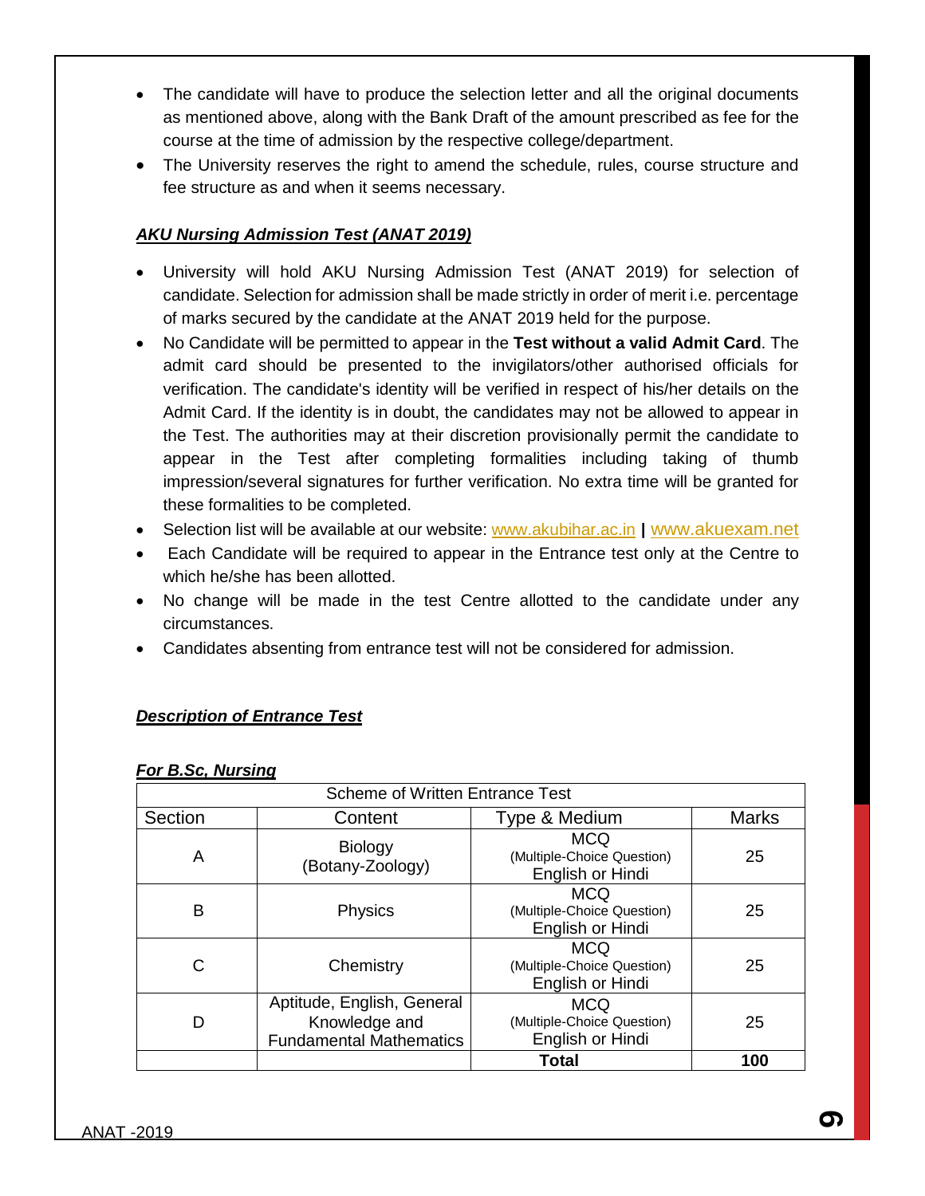- The candidate will have to produce the selection letter and all the original documents as mentioned above, along with the Bank Draft of the amount prescribed as fee for the course at the time of admission by the respective college/department.
- The University reserves the right to amend the schedule, rules, course structure and fee structure as and when it seems necessary.

### ***AKU Nursing Admission Test (ANAT 2019)***

- University will hold AKU Nursing Admission Test (ANAT 2019) for selection of candidate. Selection for admission shall be made strictly in order of merit i.e. percentage of marks secured by the candidate at the ANAT 2019 held for the purpose.
- No Candidate will be permitted to appear in the **Test without a valid Admit Card**. The admit card should be presented to the invigilators/other authorised officials for verification. The candidate's identity will be verified in respect of his/her details on the Admit Card. If the identity is in doubt, the candidates may not be allowed to appear in the Test. The authorities may at their discretion provisionally permit the candidate to appear in the Test after completing formalities including taking of thumb impression/several signatures for further verification. No extra time will be granted for these formalities to be completed.
- Selection list will be available at our website: www.akubihar.ac.in **|** www.akuexam.net
- Each Candidate will be required to appear in the Entrance test only at the Centre to which he/she has been allotted.
- No change will be made in the test Centre allotted to the candidate under any circumstances.
- Candidates absenting from entrance test will not be considered for admission.

### ***Description of Entrance Test***

***For B.Sc, Nursing***

| Scheme of Written Entrance Test | | | |
|---|---|---|---|
| Section | Content | Type & Medium | Marks |
| A | Biology (Botany-Zoology) | MCQ (Multiple-Choice Question) English or Hindi | 25 |
| B | Physics | MCQ (Multiple-Choice Question) English or Hindi | 25 |
| C | Chemistry | MCQ (Multiple-Choice Question) English or Hindi | 25 |
| D | Aptitude, English, General Knowledge and Fundamental Mathematics | MCQ (Multiple-Choice Question) English or Hindi | 25 |
| | | **Total** | **100** |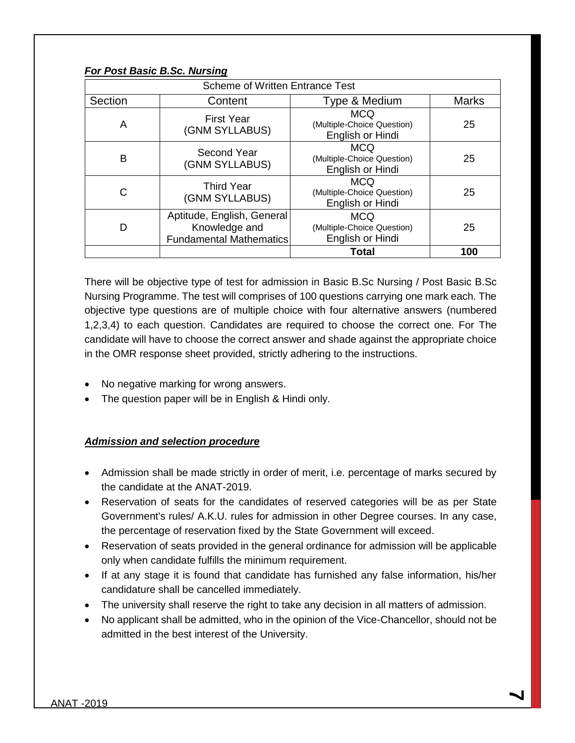***For Post Basic B.Sc. Nursing***

| Scheme of Written Entrance Test | | | |
|---|---|---|---|
| Section | Content | Type & Medium | Marks |
| A | First Year (GNM SYLLABUS) | MCQ (Multiple-Choice Question) English or Hindi | 25 |
| B | Second Year (GNM SYLLABUS) | MCQ (Multiple-Choice Question) English or Hindi | 25 |
| C | Third Year (GNM SYLLABUS) | MCQ (Multiple-Choice Question) English or Hindi | 25 |
| D | Aptitude, English, General Knowledge and Fundamental Mathematics | MCQ (Multiple-Choice Question) English or Hindi | 25 |
| | | **Total** | **100** |

There will be objective type of test for admission in Basic B.Sc Nursing / Post Basic B.Sc Nursing Programme. The test will comprises of 100 questions carrying one mark each. The objective type questions are of multiple choice with four alternative answers (numbered 1,2,3,4) to each question. Candidates are required to choose the correct one. For The candidate will have to choose the correct answer and shade against the appropriate choice in the OMR response sheet provided, strictly adhering to the instructions.

- No negative marking for wrong answers.
- The question paper will be in English & Hindi only.

***Admission and selection procedure***

- Admission shall be made strictly in order of merit, i.e. percentage of marks secured by the candidate at the ANAT-2019.
- Reservation of seats for the candidates of reserved categories will be as per State Government's rules/ A.K.U. rules for admission in other Degree courses. In any case, the percentage of reservation fixed by the State Government will exceed.
- Reservation of seats provided in the general ordinance for admission will be applicable only when candidate fulfills the minimum requirement.
- If at any stage it is found that candidate has furnished any false information, his/her candidature shall be cancelled immediately.
- The university shall reserve the right to take any decision in all matters of admission.
- No applicant shall be admitted, who in the opinion of the Vice-Chancellor, should not be admitted in the best interest of the University.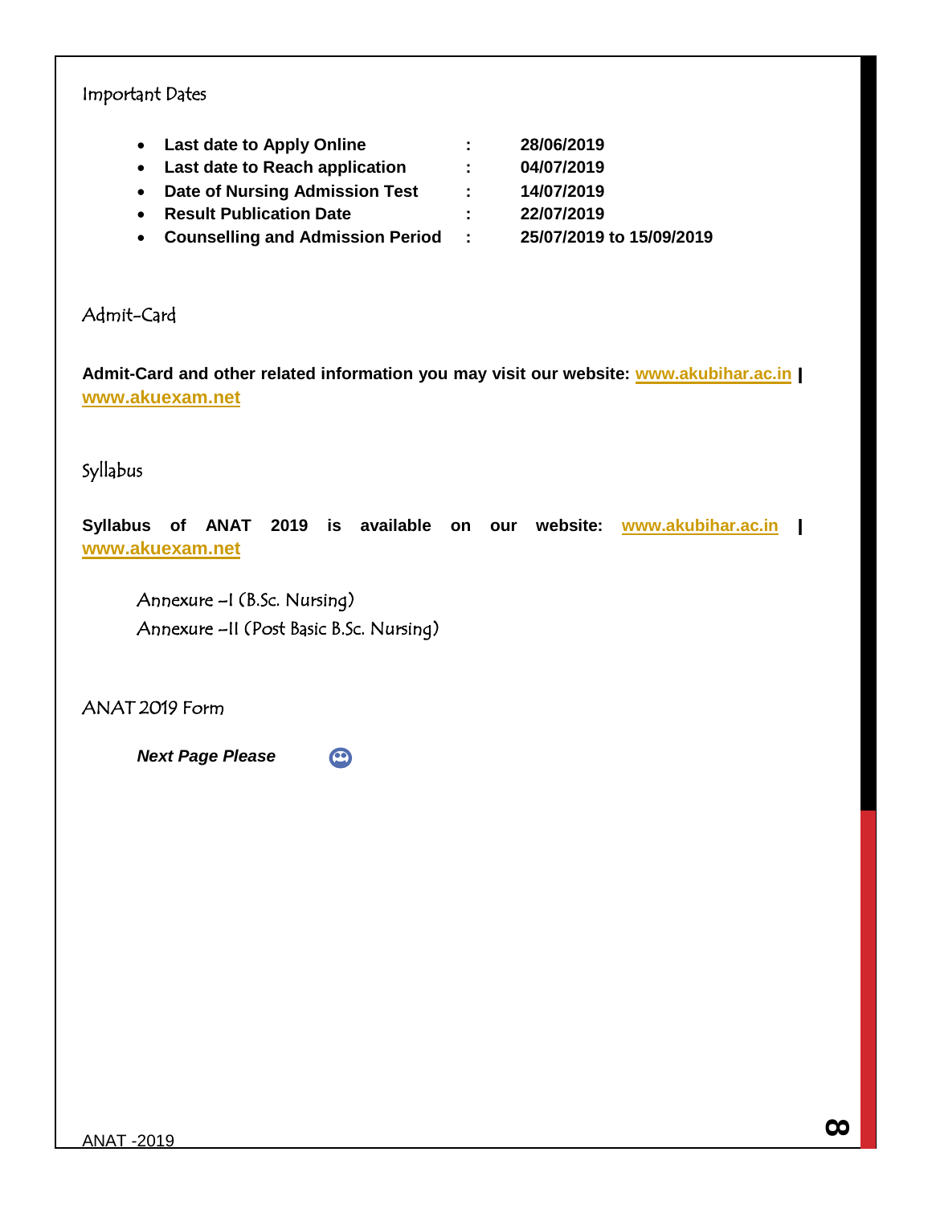## Important Dates

- **Last date to Apply Online : 28/06/2019**
- **Last date to Reach application : 04/07/2019**
- **Date of Nursing Admission Test : 14/07/2019**
- **Result Publication Date : 22/07/2019**
- **Counselling and Admission Period : 25/07/2019 to 15/09/2019**

## Admit-Card

**Admit-Card and other related information you may visit our website: www.akubihar.ac.in | www.akuexam.net**

## Syllabus

**Syllabus of ANAT 2019 is available on our website: www.akubihar.ac.in | www.akuexam.net**

Annexure –I (B.Sc. Nursing)
Annexure –II (Post Basic B.Sc. Nursing)

## ANAT 2019 Form

***Next Page Please***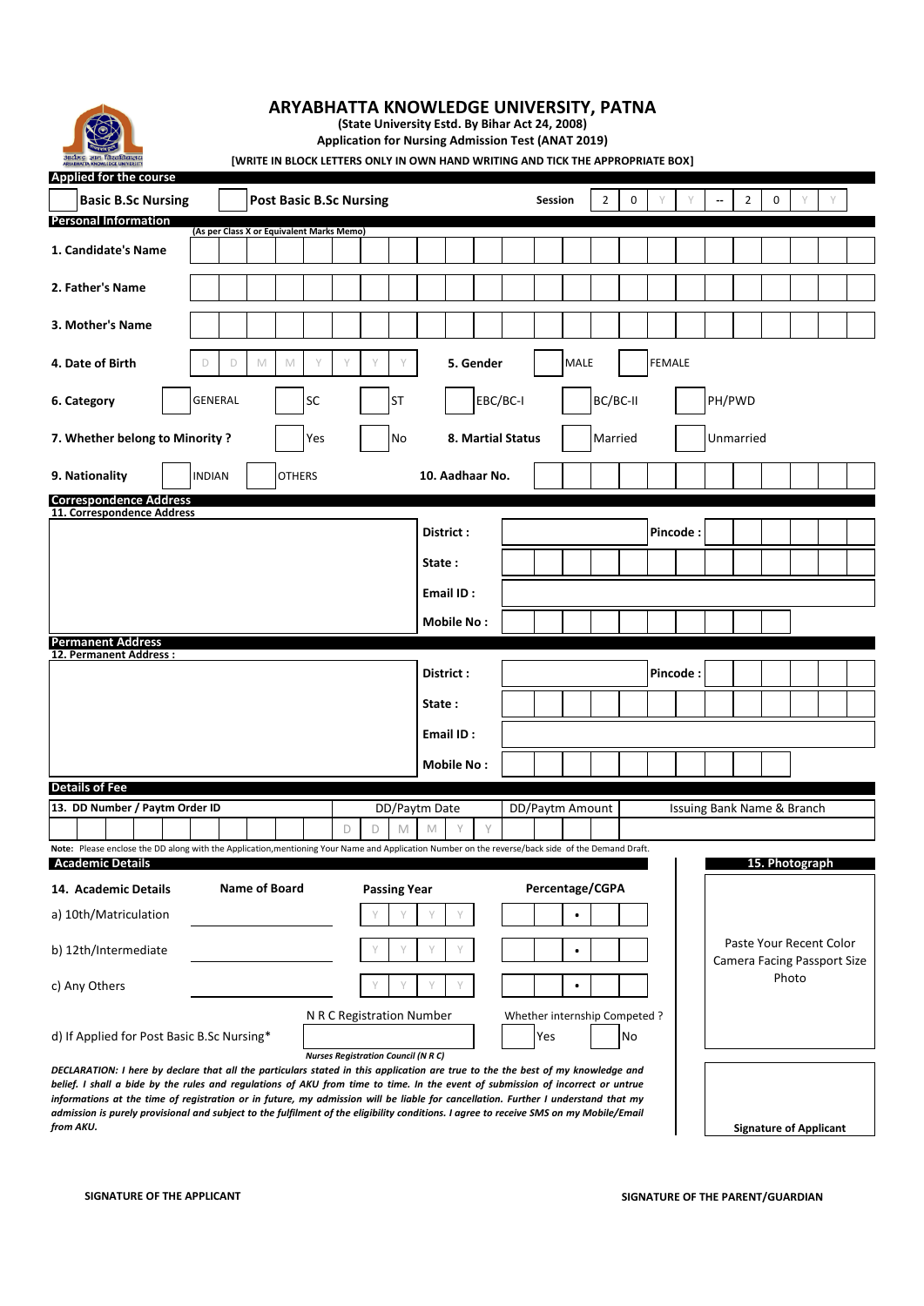# ARYABHATTA KNOWLEDGE UNIVERSITY, PATNA

**(State University Estd. By Bihar Act 24, 2008)**

**Application for Nursing Admission Test (ANAT 2019)**

**[WRITE IN BLOCK LETTERS ONLY IN OWN HAND WRITING AND TICK THE APPROPRIATE BOX]**

## Applied for the course

☐ **Basic B.Sc Nursing** ☐ **Post Basic B.Sc Nursing** **Session** 2 0 Y Y -- 2 0 Y Y

## Personal Information

(As per Class X or Equivalent Marks Memo)

**1. Candidate's Name** ____________________

**2. Father's Name** ____________________

**3. Mother's Name** ____________________

**4. Date of Birth** D D M M Y Y Y Y **5. Gender** ☐ MALE ☐ FEMALE

**6. Category** ☐ GENERAL ☐ SC ☐ ST ☐ EBC/BC-I ☐ BC/BC-II ☐ PH/PWD

**7. Whether belong to Minority ?** ☐ Yes ☐ No **8. Martial Status** ☐ Married ☐ Unmarried

**9. Nationality** ☐ INDIAN ☐ OTHERS **10. Aadhaar No.** ____________________

## Correspondence Address

**11. Correspondence Address**

**District :** __________ **Pincode :** __________

**State :** __________

**Email ID :** __________

**Mobile No :** __________

## Permanent Address

**12. Permanent Address :**

**District :** __________ **Pincode :** __________

**State :** __________

**Email ID :** __________

**Mobile No :** __________

## Details of Fee

| 13. DD Number / Paytm Order ID | DD/Paytm Date | DD/Paytm Amount | Issuing Bank Name & Branch |
|---|---|---|---|
| | D D M M Y Y | | |

**Note:** Please enclose the DD along with the Application,mentioning Your Name and Application Number on the reverse/back side of the Demand Draft.

## Academic Details

| 14. Academic Details | Name of Board | Passing Year | Percentage/CGPA |
|---|---|---|---|
| a) 10th/Matriculation | | Y Y Y Y | . |
| b) 12th/Intermediate | | Y Y Y Y | . |
| c) Any Others | | Y Y Y Y | . |

d) If Applied for Post Basic B.Sc Nursing* N R C Registration Number __________ Whether internship Competed ? ☐ Yes ☐ No

*Nurses Registration Council (N R C)*

**15. Photograph**

Paste Your Recent Color Camera Facing Passport Size Photo

*DECLARATION: I here by declare that all the particulars stated in this application are true to the best of my knowledge and belief. I shall a bide by the rules and regulations of AKU from time to time. In the event of submission of incorrect or untrue informations at the time of registration or in future, my admission will be liable for cancellation. Further I understand that my admission is purely provisional and subject to the fulfilment of the eligibility conditions. I agree to receive SMS on my Mobile/Email from AKU.*

**Signature of Applicant**

**SIGNATURE OF THE APPLICANT** **SIGNATURE OF THE PARENT/GUARDIAN**